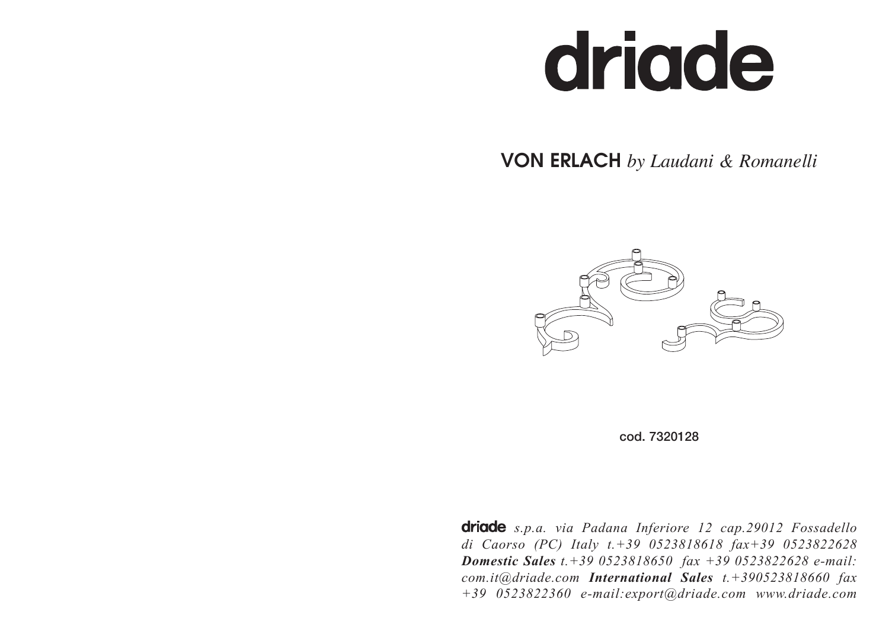# driade

## VON ERLACH *by Laudani & Romanelli*

**cod. 7320128**

**driade** *s.p.a. via Padana Inferiore 12 cap.29012 Fossadello di Caorso (PC) Italy t.+39 0523818618 fax+39 0523822628* ***Domestic Sales*** *t.+39 0523818650 fax +39 0523822628 e-mail: com.it@driade.com* ***International Sales*** *t.+390523818660 fax +39 0523822360 e-mail:export@driade.com www.driade.com*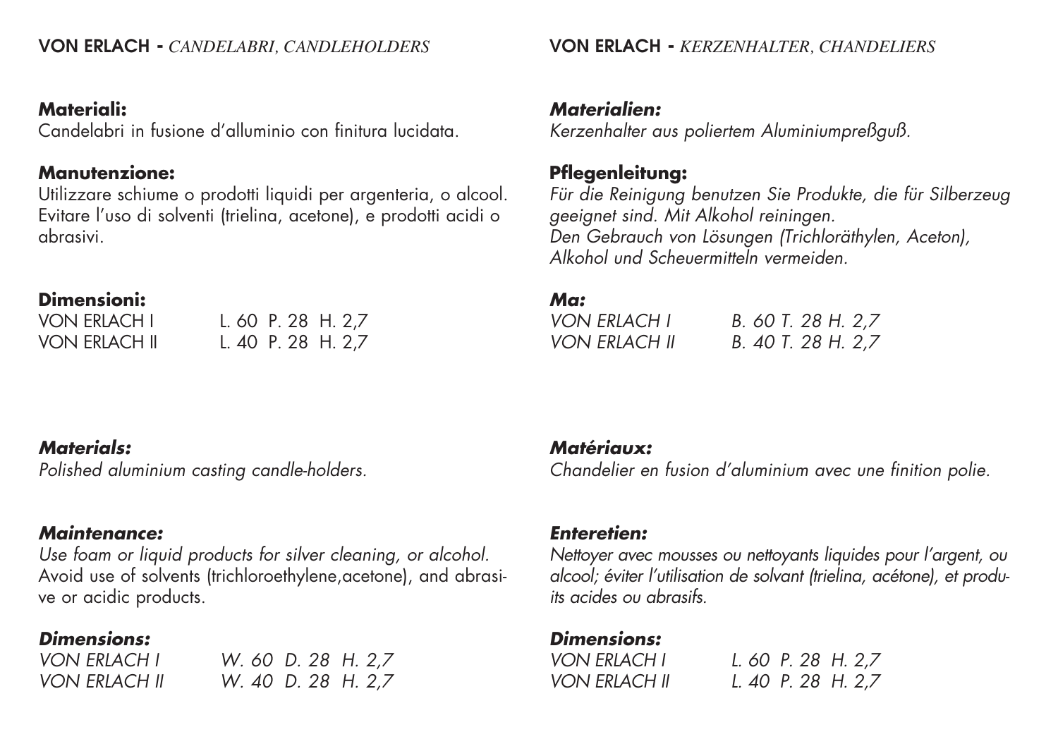## VON ERLACH - *CANDELABRI, CANDLEHOLDERS*

**Materiali:**
Candelabri in fusione d'alluminio con finitura lucidata.

**Manutenzione:**
Utilizzare schiume o prodotti liquidi per argenteria, o alcool. Evitare l'uso di solventi (trielina, acetone), e prodotti acidi o abrasivi.

**Dimensioni:**

| | |
|---|---|
| VON ERLACH I | L. 60 P. 28 H. 2,7 |
| VON ERLACH II | L. 40 P. 28 H. 2,7 |

***Materials:***
*Polished aluminium casting candle-holders.*

***Maintenance:***
*Use foam or liquid products for silver cleaning, or alcohol.* Avoid use of solvents (trichloroethylene,acetone), and abrasive or acidic products.

***Dimensions:***

| | |
|---|---|
| *VON ERLACH I* | *W. 60 D. 28 H. 2,7* |
| *VON ERLACH II* | *W. 40 D. 28 H. 2,7* |

## VON ERLACH - *KERZENHALTER, CHANDELIERS*

***Materialien:***
*Kerzenhalter aus poliertem Aluminiumpreßguß.*

**Pflegenleitung:**
*Für die Reinigung benutzen Sie Produkte, die für Silberzeug geeignet sind. Mit Alkohol reiningen.*
*Den Gebrauch von Lösungen (Trichloräthylen, Aceton), Alkohol und Scheuermitteln vermeiden.*

***Ma:***

| | |
|---|---|
| *VON ERLACH I* | *B. 60 T. 28 H. 2,7* |
| *VON ERLACH II* | *B. 40 T. 28 H. 2,7* |

***Matériaux:***
*Chandelier en fusion d'aluminium avec une finition polie.*

***Enteretien:***
*Nettoyer avec mousses ou nettoyants liquides pour l'argent, ou alcool; éviter l'utilisation de solvant (trielina, acétone), et produits acides ou abrasifs.*

***Dimensions:***

| | |
|---|---|
| *VON ERLACH I* | *L. 60 P. 28 H. 2,7* |
| *VON ERLACH II* | *L. 40 P. 28 H. 2,7* |